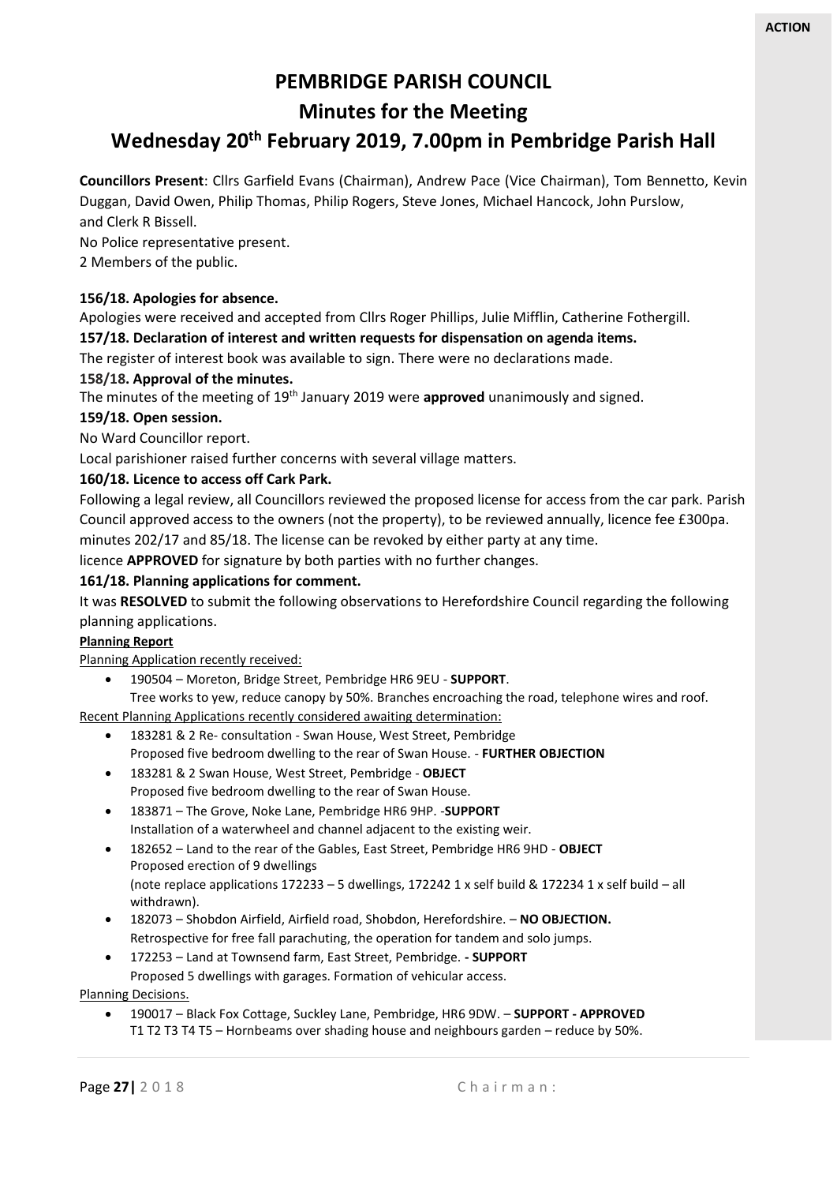**ACTION**

# PEMBRIDGE PARISH COUNCIL

## Minutes for the Meeting

## Wednesday 20th February 2019, 7.00pm in Pembridge Parish Hall

**Councillors Present**: Cllrs Garfield Evans (Chairman), Andrew Pace (Vice Chairman), Tom Bennetto, Kevin Duggan, David Owen, Philip Thomas, Philip Rogers, Steve Jones, Michael Hancock, John Purslow, and Clerk R Bissell.

No Police representative present.

2 Members of the public.

**156/18. Apologies for absence.**

Apologies were received and accepted from Cllrs Roger Phillips, Julie Mifflin, Catherine Fothergill.

**157/18. Declaration of interest and written requests for dispensation on agenda items.**

The register of interest book was available to sign. There were no declarations made.

**158/18. Approval of the minutes.**

The minutes of the meeting of 19th January 2019 were **approved** unanimously and signed.

**159/18. Open session.**

No Ward Councillor report.

Local parishioner raised further concerns with several village matters.

**160/18. Licence to access off Cark Park.**

Following a legal review, all Councillors reviewed the proposed license for access from the car park. Parish Council approved access to the owners (not the property), to be reviewed annually, licence fee £300pa. minutes 202/17 and 85/18. The license can be revoked by either party at any time.

licence **APPROVED** for signature by both parties with no further changes.

**161/18. Planning applications for comment.**

It was **RESOLVED** to submit the following observations to Herefordshire Council regarding the following planning applications.

**Planning Report**

Planning Application recently received:

- 190504 – Moreton, Bridge Street, Pembridge HR6 9EU - **SUPPORT**.
  Tree works to yew, reduce canopy by 50%. Branches encroaching the road, telephone wires and roof.

Recent Planning Applications recently considered awaiting determination:

- 183281 & 2 Re- consultation - Swan House, West Street, Pembridge
  Proposed five bedroom dwelling to the rear of Swan House. - **FURTHER OBJECTION**
- 183281 & 2 Swan House, West Street, Pembridge - **OBJECT**
  Proposed five bedroom dwelling to the rear of Swan House.
- 183871 – The Grove, Noke Lane, Pembridge HR6 9HP. -**SUPPORT**
  Installation of a waterwheel and channel adjacent to the existing weir.
- 182652 – Land to the rear of the Gables, East Street, Pembridge HR6 9HD - **OBJECT**
  Proposed erection of 9 dwellings
  (note replace applications 172233 – 5 dwellings, 172242 1 x self build & 172234 1 x self build – all withdrawn).
- 182073 – Shobdon Airfield, Airfield road, Shobdon, Herefordshire. – **NO OBJECTION.**
  Retrospective for free fall parachuting, the operation for tandem and solo jumps.
- 172253 – Land at Townsend farm, East Street, Pembridge. **- SUPPORT**
  Proposed 5 dwellings with garages. Formation of vehicular access.

Planning Decisions.

- 190017 – Black Fox Cottage, Suckley Lane, Pembridge, HR6 9DW. – **SUPPORT - APPROVED**
  T1 T2 T3 T4 T5 – Hornbeams over shading house and neighbours garden – reduce by 50%.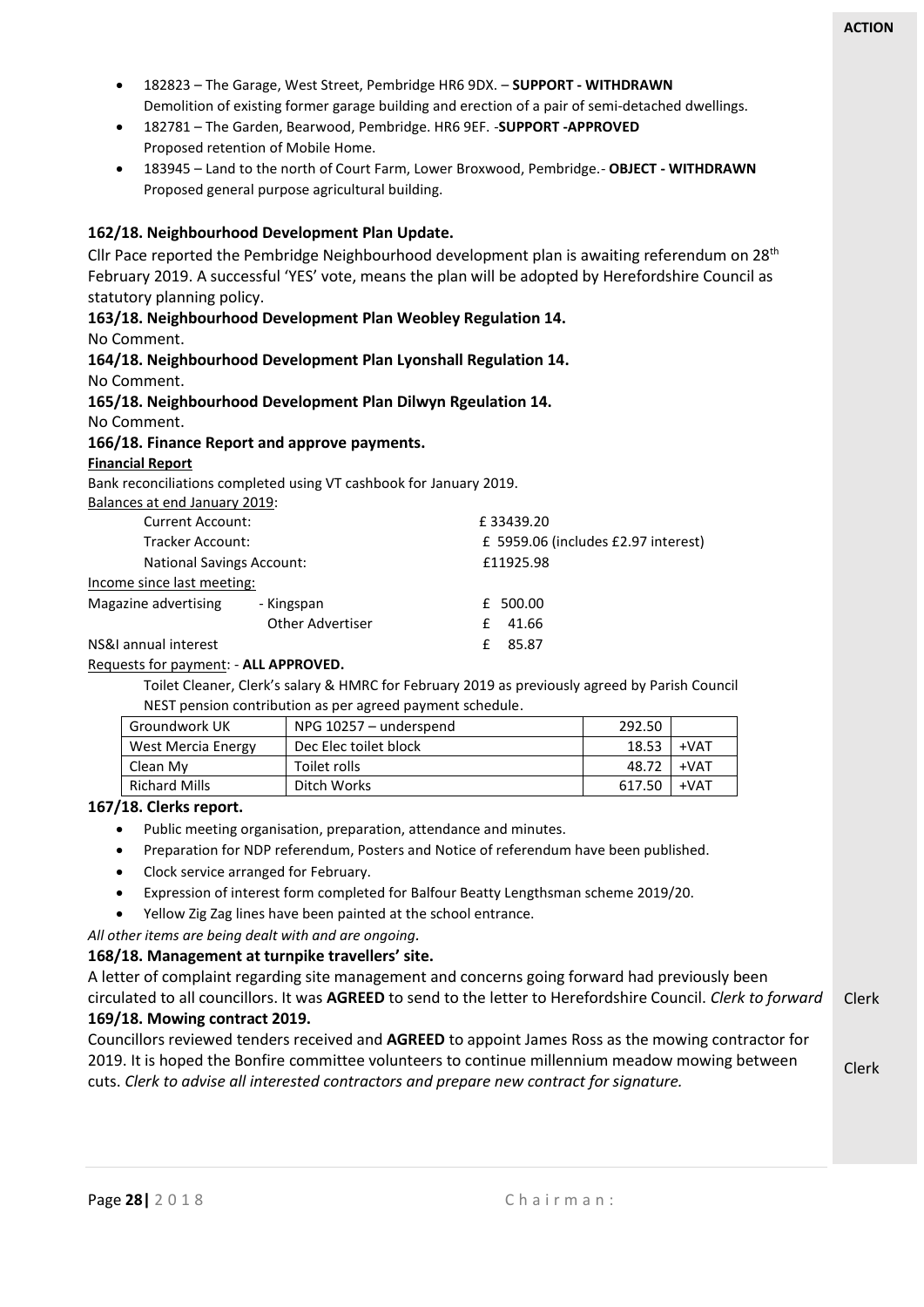- 182823 – The Garage, West Street, Pembridge HR6 9DX. – **SUPPORT - WITHDRAWN**
  Demolition of existing former garage building and erection of a pair of semi-detached dwellings.
- 182781 – The Garden, Bearwood, Pembridge. HR6 9EF. -**SUPPORT -APPROVED**
  Proposed retention of Mobile Home.
- 183945 – Land to the north of Court Farm, Lower Broxwood, Pembridge.- **OBJECT - WITHDRAWN**
  Proposed general purpose agricultural building.

**162/18. Neighbourhood Development Plan Update.**

Cllr Pace reported the Pembridge Neighbourhood development plan is awaiting referendum on 28th February 2019. A successful 'YES' vote, means the plan will be adopted by Herefordshire Council as statutory planning policy.

**163/18. Neighbourhood Development Plan Weobley Regulation 14.**

No Comment.

**164/18. Neighbourhood Development Plan Lyonshall Regulation 14.**

No Comment.

**165/18. Neighbourhood Development Plan Dilwyn Rgeulation 14.**

No Comment.

**166/18. Finance Report and approve payments.**

**Financial Report**

Bank reconciliations completed using VT cashbook for January 2019.

Balances at end January 2019:

| | | |
|---|---|---|
| Current Account: | | £ 33439.20 |
| Tracker Account: | | £ 5959.06 (includes £2.97 interest) |
| National Savings Account: | | £11925.98 |
| Income since last meeting: | | |
| Magazine advertising | - Kingspan | £ 500.00 |
| | Other Advertiser | £ 41.66 |
| NS&I annual interest | | £ 85.87 |

Requests for payment: - **ALL APPROVED.**

Toilet Cleaner, Clerk's salary & HMRC for February 2019 as previously agreed by Parish Council
NEST pension contribution as per agreed payment schedule.

| | | | |
|---|---|---|---|
| Groundwork UK | NPG 10257 – underspend | 292.50 | |
| West Mercia Energy | Dec Elec toilet block | 18.53 | +VAT |
| Clean My | Toilet rolls | 48.72 | +VAT |
| Richard Mills | Ditch Works | 617.50 | +VAT |

**167/18. Clerks report.**

- Public meeting organisation, preparation, attendance and minutes.
- Preparation for NDP referendum, Posters and Notice of referendum have been published.
- Clock service arranged for February.
- Expression of interest form completed for Balfour Beatty Lengthsman scheme 2019/20.
- Yellow Zig Zag lines have been painted at the school entrance.

*All other items are being dealt with and are ongoing.*

**168/18. Management at turnpike travellers' site.**

A letter of complaint regarding site management and concerns going forward had previously been circulated to all councillors. It was **AGREED** to send to the letter to Herefordshire Council. *Clerk to forward* — ACTION: Clerk

**169/18. Mowing contract 2019.**

Councillors reviewed tenders received and **AGREED** to appoint James Ross as the mowing contractor for 2019. It is hoped the Bonfire committee volunteers to continue millennium meadow mowing between cuts. *Clerk to advise all interested contractors and prepare new contract for signature.* — ACTION: Clerk

Chairman: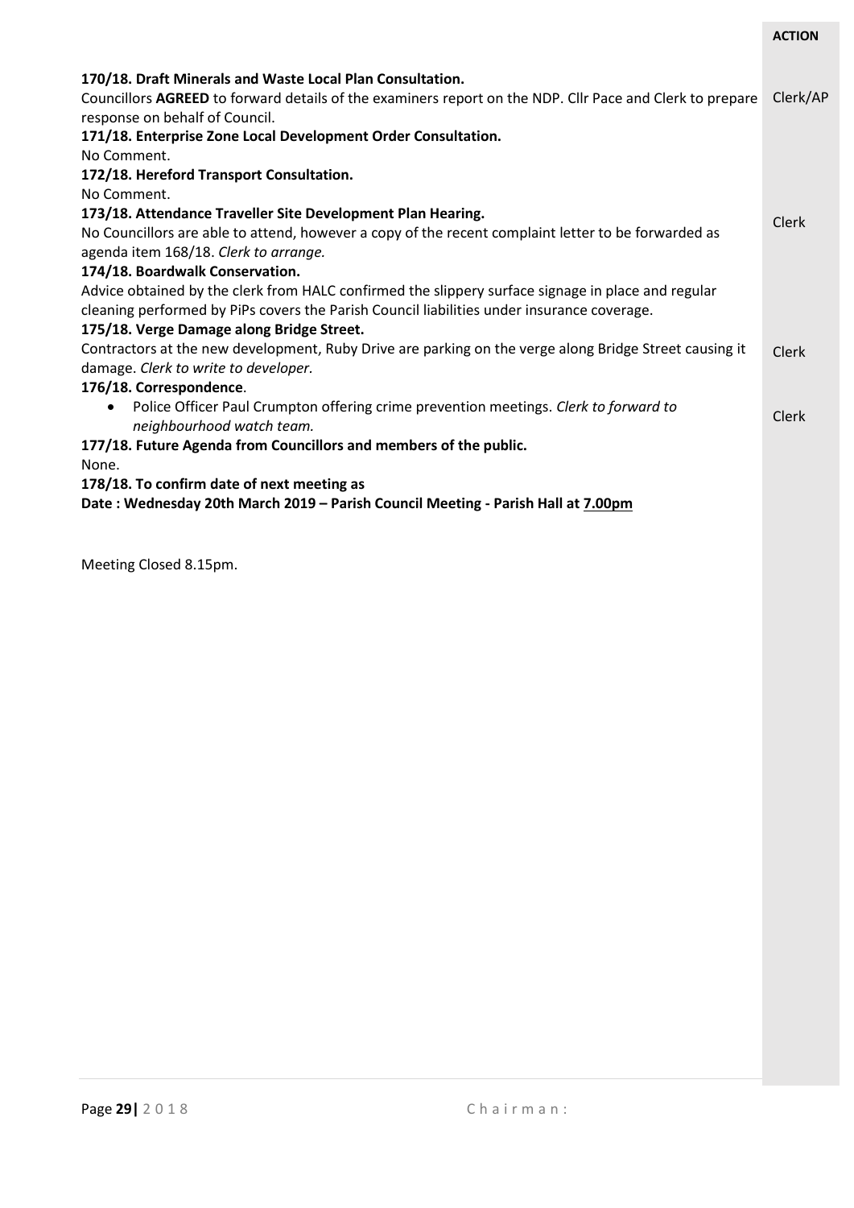**ACTION**

**170/18. Draft Minerals and Waste Local Plan Consultation.**

Councillors **AGREED** to forward details of the examiners report on the NDP. Cllr Pace and Clerk to prepare response on behalf of Council. — Clerk/AP

**171/18. Enterprise Zone Local Development Order Consultation.**

No Comment.

**172/18. Hereford Transport Consultation.**

No Comment.

**173/18. Attendance Traveller Site Development Plan Hearing.**

No Councillors are able to attend, however a copy of the recent complaint letter to be forwarded as agenda item 168/18. *Clerk to arrange.* — Clerk

**174/18. Boardwalk Conservation.**

Advice obtained by the clerk from HALC confirmed the slippery surface signage in place and regular cleaning performed by PiPs covers the Parish Council liabilities under insurance coverage.

**175/18. Verge Damage along Bridge Street.**

Contractors at the new development, Ruby Drive are parking on the verge along Bridge Street causing it damage. *Clerk to write to developer.* — Clerk

**176/18. Correspondence**.

- Police Officer Paul Crumpton offering crime prevention meetings. *Clerk to forward to neighbourhood watch team.* — Clerk

**177/18. Future Agenda from Councillors and members of the public.**

None.

**178/18. To confirm date of next meeting as**

**Date : Wednesday 20th March 2019 – Parish Council Meeting - Parish Hall at 7.00pm**

Meeting Closed 8.15pm.

Chairman: